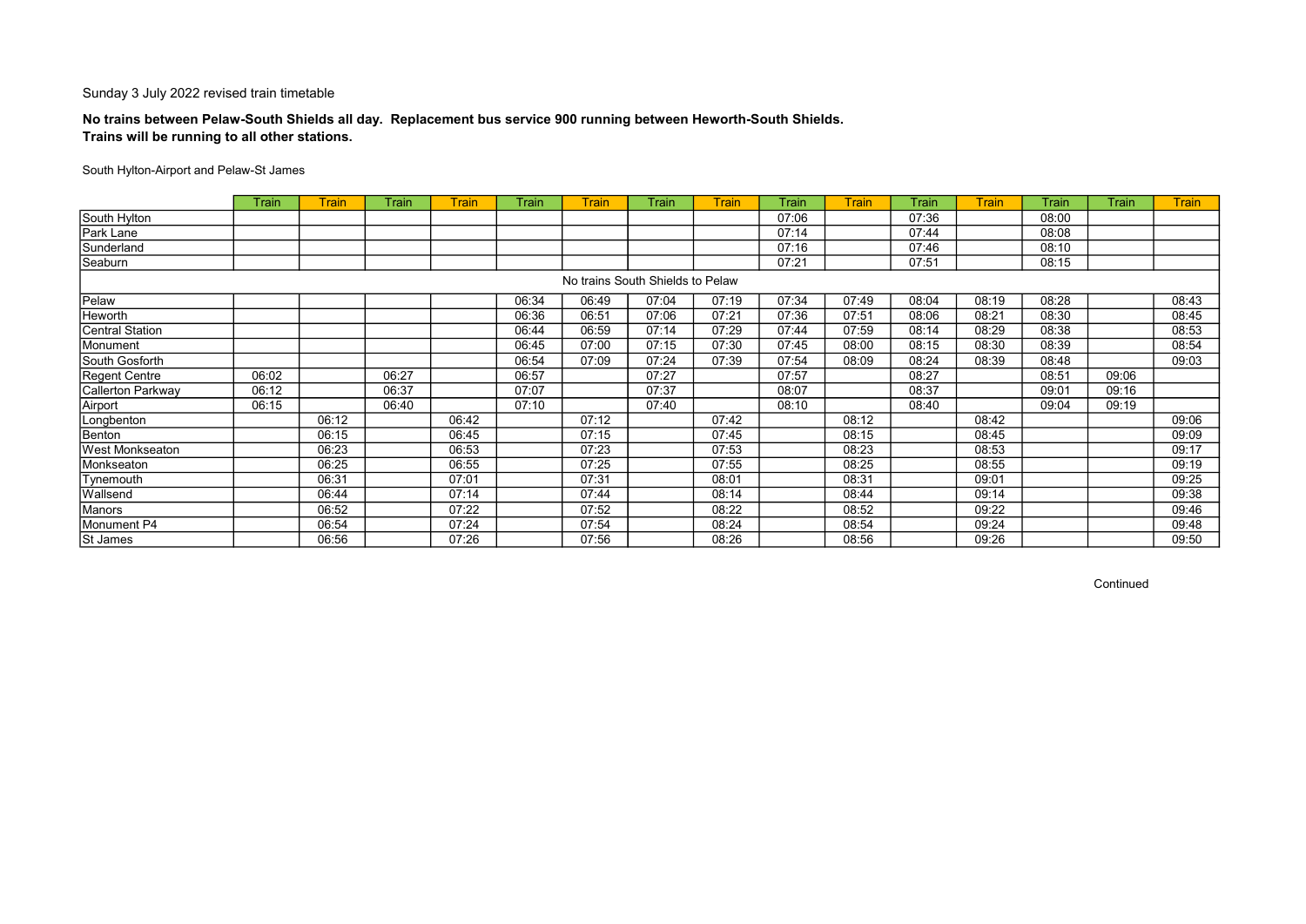Sunday 3 July 2022 revised train timetable

**No trains between Pelaw-South Shields all day. Replacement bus service 900 running between Heworth-South Shields.**
**Trains will be running to all other stations.**

South Hylton-Airport and Pelaw-St James

| | Train | Train | Train | Train | Train | Train | Train | Train | Train | Train | Train | Train | Train | Train | Train |
|---|---|---|---|---|---|---|---|---|---|---|---|---|---|---|---|
| South Hylton | | | | | | | | | 07:06 | | 07:36 | | 08:00 | | |
| Park Lane | | | | | | | | | 07:14 | | 07:44 | | 08:08 | | |
| Sunderland | | | | | | | | | 07:16 | | 07:46 | | 08:10 | | |
| Seaburn | | | | | | | | | 07:21 | | 07:51 | | 08:15 | | |
| No trains South Shields to Pelaw | | | | | | | | | | | | | | | |
| Pelaw | | | | | 06:34 | 06:49 | 07:04 | 07:19 | 07:34 | 07:49 | 08:04 | 08:19 | 08:28 | | 08:43 |
| Heworth | | | | | 06:36 | 06:51 | 07:06 | 07:21 | 07:36 | 07:51 | 08:06 | 08:21 | 08:30 | | 08:45 |
| Central Station | | | | | 06:44 | 06:59 | 07:14 | 07:29 | 07:44 | 07:59 | 08:14 | 08:29 | 08:38 | | 08:53 |
| Monument | | | | | 06:45 | 07:00 | 07:15 | 07:30 | 07:45 | 08:00 | 08:15 | 08:30 | 08:39 | | 08:54 |
| South Gosforth | | | | | 06:54 | 07:09 | 07:24 | 07:39 | 07:54 | 08:09 | 08:24 | 08:39 | 08:48 | | 09:03 |
| Regent Centre | 06:02 | | 06:27 | | 06:57 | | 07:27 | | 07:57 | | 08:27 | | 08:51 | 09:06 | |
| Callerton Parkway | 06:12 | | 06:37 | | 07:07 | | 07:37 | | 08:07 | | 08:37 | | 09:01 | 09:16 | |
| Airport | 06:15 | | 06:40 | | 07:10 | | 07:40 | | 08:10 | | 08:40 | | 09:04 | 09:19 | |
| Longbenton | | 06:12 | | 06:42 | | 07:12 | | 07:42 | | 08:12 | | 08:42 | | | 09:06 |
| Benton | | 06:15 | | 06:45 | | 07:15 | | 07:45 | | 08:15 | | 08:45 | | | 09:09 |
| West Monkseaton | | 06:23 | | 06:53 | | 07:23 | | 07:53 | | 08:23 | | 08:53 | | | 09:17 |
| Monkseaton | | 06:25 | | 06:55 | | 07:25 | | 07:55 | | 08:25 | | 08:55 | | | 09:19 |
| Tynemouth | | 06:31 | | 07:01 | | 07:31 | | 08:01 | | 08:31 | | 09:01 | | | 09:25 |
| Wallsend | | 06:44 | | 07:14 | | 07:44 | | 08:14 | | 08:44 | | 09:14 | | | 09:38 |
| Manors | | 06:52 | | 07:22 | | 07:52 | | 08:22 | | 08:52 | | 09:22 | | | 09:46 |
| Monument P4 | | 06:54 | | 07:24 | | 07:54 | | 08:24 | | 08:54 | | 09:24 | | | 09:48 |
| St James | | 06:56 | | 07:26 | | 07:56 | | 08:26 | | 08:56 | | 09:26 | | | 09:50 |

Continued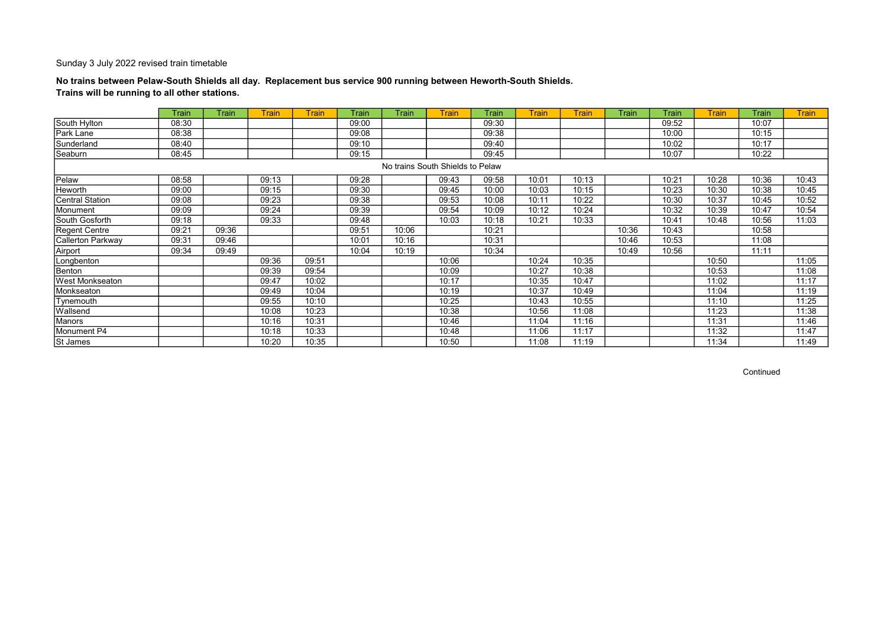Sunday 3 July 2022 revised train timetable

**No trains between Pelaw-South Shields all day. Replacement bus service 900 running between Heworth-South Shields.**
**Trains will be running to all other stations.**

| | Train | Train | Train | Train | Train | Train | Train | Train | Train | Train | Train | Train | Train | Train | Train |
|---|---|---|---|---|---|---|---|---|---|---|---|---|---|---|---|
| South Hylton | 08:30 | | | | 09:00 | | | 09:30 | | | | 09:52 | | 10:07 | |
| Park Lane | 08:38 | | | | 09:08 | | | 09:38 | | | | 10:00 | | 10:15 | |
| Sunderland | 08:40 | | | | 09:10 | | | 09:40 | | | | 10:02 | | 10:17 | |
| Seaburn | 08:45 | | | | 09:15 | | | 09:45 | | | | 10:07 | | 10:22 | |
| No trains South Shields to Pelaw | | | | | | | | | | | | | | | |
| Pelaw | 08:58 | | 09:13 | | 09:28 | | 09:43 | 09:58 | 10:01 | 10:13 | | 10:21 | 10:28 | 10:36 | 10:43 |
| Heworth | 09:00 | | 09:15 | | 09:30 | | 09:45 | 10:00 | 10:03 | 10:15 | | 10:23 | 10:30 | 10:38 | 10:45 |
| Central Station | 09:08 | | 09:23 | | 09:38 | | 09:53 | 10:08 | 10:11 | 10:22 | | 10:30 | 10:37 | 10:45 | 10:52 |
| Monument | 09:09 | | 09:24 | | 09:39 | | 09:54 | 10:09 | 10:12 | 10:24 | | 10:32 | 10:39 | 10:47 | 10:54 |
| South Gosforth | 09:18 | | 09:33 | | 09:48 | | 10:03 | 10:18 | 10:21 | 10:33 | | 10:41 | 10:48 | 10:56 | 11:03 |
| Regent Centre | 09:21 | 09:36 | | | 09:51 | 10:06 | | 10:21 | | | 10:36 | 10:43 | | 10:58 | |
| Callerton Parkway | 09:31 | 09:46 | | | 10:01 | 10:16 | | 10:31 | | | 10:46 | 10:53 | | 11:08 | |
| Airport | 09:34 | 09:49 | | | 10:04 | 10:19 | | 10:34 | | | 10:49 | 10:56 | | 11:11 | |
| Longbenton | | | 09:36 | 09:51 | | | 10:06 | | 10:24 | 10:35 | | | 10:50 | | 11:05 |
| Benton | | | 09:39 | 09:54 | | | 10:09 | | 10:27 | 10:38 | | | 10:53 | | 11:08 |
| West Monkseaton | | | 09:47 | 10:02 | | | 10:17 | | 10:35 | 10:47 | | | 11:02 | | 11:17 |
| Monkseaton | | | 09:49 | 10:04 | | | 10:19 | | 10:37 | 10:49 | | | 11:04 | | 11:19 |
| Tynemouth | | | 09:55 | 10:10 | | | 10:25 | | 10:43 | 10:55 | | | 11:10 | | 11:25 |
| Wallsend | | | 10:08 | 10:23 | | | 10:38 | | 10:56 | 11:08 | | | 11:23 | | 11:38 |
| Manors | | | 10:16 | 10:31 | | | 10:46 | | 11:04 | 11:16 | | | 11:31 | | 11:46 |
| Monument P4 | | | 10:18 | 10:33 | | | 10:48 | | 11:06 | 11:17 | | | 11:32 | | 11:47 |
| St James | | | 10:20 | 10:35 | | | 10:50 | | 11:08 | 11:19 | | | 11:34 | | 11:49 |

Continued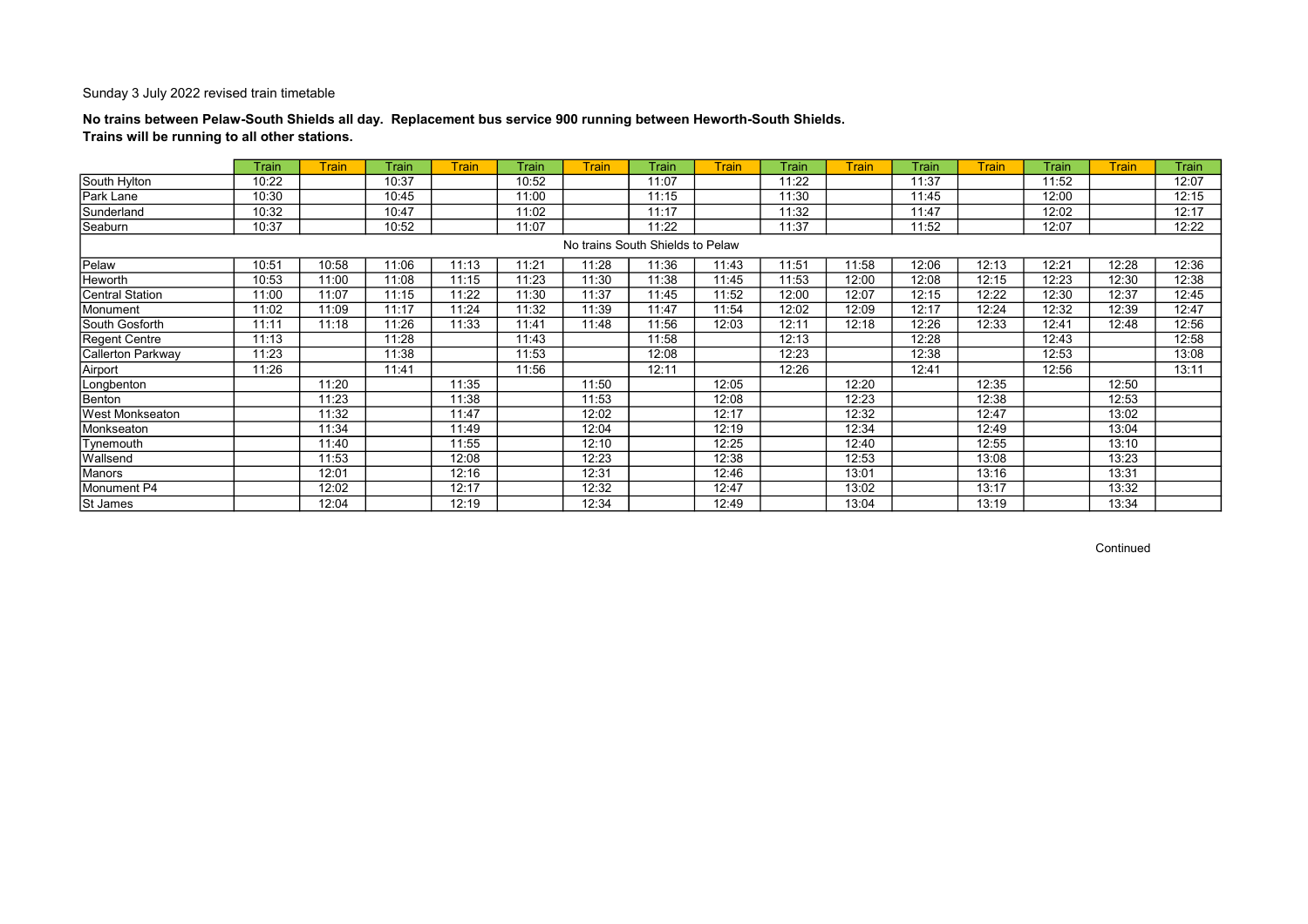Sunday 3 July 2022 revised train timetable

**No trains between Pelaw-South Shields all day. Replacement bus service 900 running between Heworth-South Shields.**
**Trains will be running to all other stations.**

| | Train | Train | Train | Train | Train | Train | Train | Train | Train | Train | Train | Train | Train | Train | Train |
|---|---|---|---|---|---|---|---|---|---|---|---|---|---|---|---|
| South Hylton | 10:22 | | 10:37 | | 10:52 | | 11:07 | | 11:22 | | 11:37 | | 11:52 | | 12:07 |
| Park Lane | 10:30 | | 10:45 | | 11:00 | | 11:15 | | 11:30 | | 11:45 | | 12:00 | | 12:15 |
| Sunderland | 10:32 | | 10:47 | | 11:02 | | 11:17 | | 11:32 | | 11:47 | | 12:02 | | 12:17 |
| Seaburn | 10:37 | | 10:52 | | 11:07 | | 11:22 | | 11:37 | | 11:52 | | 12:07 | | 12:22 |
| No trains South Shields to Pelaw | | | | | | | | | | | | | | | |
| Pelaw | 10:51 | 10:58 | 11:06 | 11:13 | 11:21 | 11:28 | 11:36 | 11:43 | 11:51 | 11:58 | 12:06 | 12:13 | 12:21 | 12:28 | 12:36 |
| Heworth | 10:53 | 11:00 | 11:08 | 11:15 | 11:23 | 11:30 | 11:38 | 11:45 | 11:53 | 12:00 | 12:08 | 12:15 | 12:23 | 12:30 | 12:38 |
| Central Station | 11:00 | 11:07 | 11:15 | 11:22 | 11:30 | 11:37 | 11:45 | 11:52 | 12:00 | 12:07 | 12:15 | 12:22 | 12:30 | 12:37 | 12:45 |
| Monument | 11:02 | 11:09 | 11:17 | 11:24 | 11:32 | 11:39 | 11:47 | 11:54 | 12:02 | 12:09 | 12:17 | 12:24 | 12:32 | 12:39 | 12:47 |
| South Gosforth | 11:11 | 11:18 | 11:26 | 11:33 | 11:41 | 11:48 | 11:56 | 12:03 | 12:11 | 12:18 | 12:26 | 12:33 | 12:41 | 12:48 | 12:56 |
| Regent Centre | 11:13 | | 11:28 | | 11:43 | | 11:58 | | 12:13 | | 12:28 | | 12:43 | | 12:58 |
| Callerton Parkway | 11:23 | | 11:38 | | 11:53 | | 12:08 | | 12:23 | | 12:38 | | 12:53 | | 13:08 |
| Airport | 11:26 | | 11:41 | | 11:56 | | 12:11 | | 12:26 | | 12:41 | | 12:56 | | 13:11 |
| Longbenton | | 11:20 | | 11:35 | | 11:50 | | 12:05 | | 12:20 | | 12:35 | | 12:50 | |
| Benton | | 11:23 | | 11:38 | | 11:53 | | 12:08 | | 12:23 | | 12:38 | | 12:53 | |
| West Monkseaton | | 11:32 | | 11:47 | | 12:02 | | 12:17 | | 12:32 | | 12:47 | | 13:02 | |
| Monkseaton | | 11:34 | | 11:49 | | 12:04 | | 12:19 | | 12:34 | | 12:49 | | 13:04 | |
| Tynemouth | | 11:40 | | 11:55 | | 12:10 | | 12:25 | | 12:40 | | 12:55 | | 13:10 | |
| Wallsend | | 11:53 | | 12:08 | | 12:23 | | 12:38 | | 12:53 | | 13:08 | | 13:23 | |
| Manors | | 12:01 | | 12:16 | | 12:31 | | 12:46 | | 13:01 | | 13:16 | | 13:31 | |
| Monument P4 | | 12:02 | | 12:17 | | 12:32 | | 12:47 | | 13:02 | | 13:17 | | 13:32 | |
| St James | | 12:04 | | 12:19 | | 12:34 | | 12:49 | | 13:04 | | 13:19 | | 13:34 | |

Continued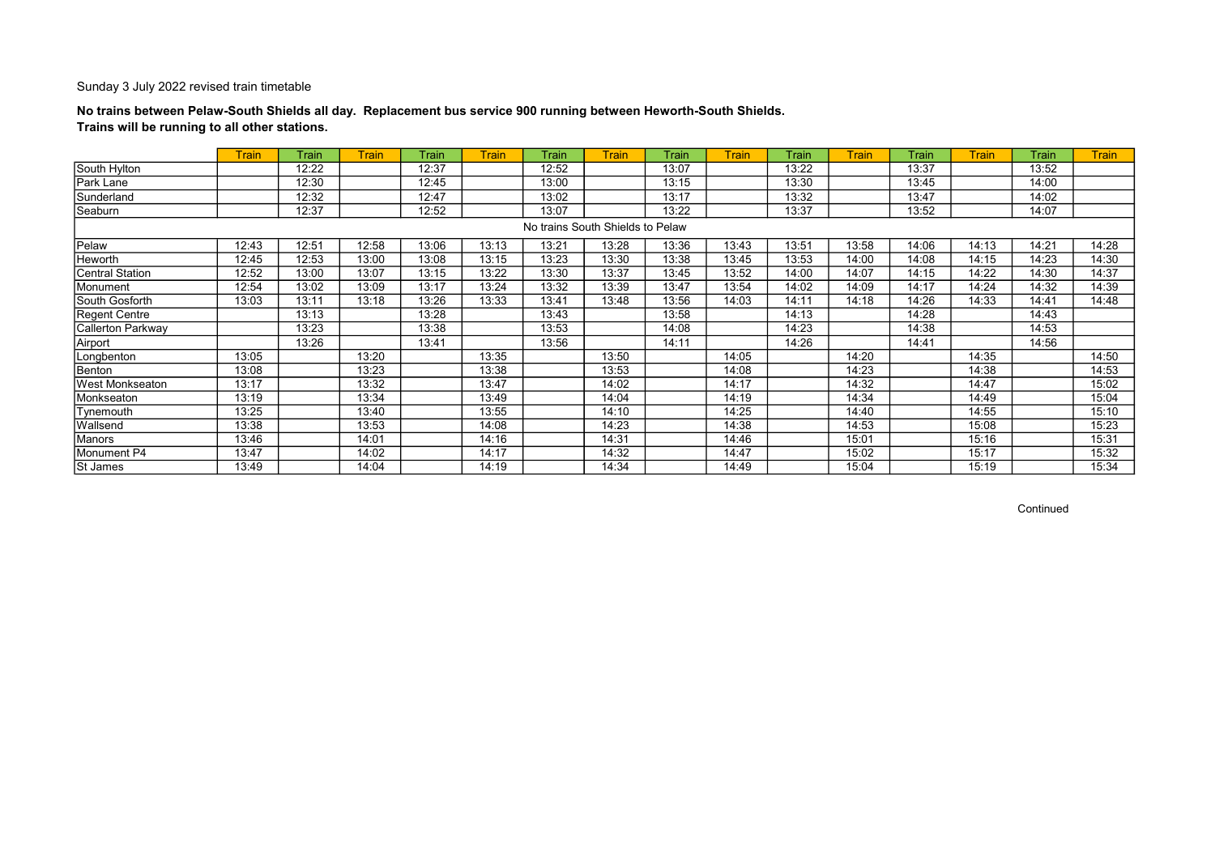Sunday 3 July 2022 revised train timetable

**No trains between Pelaw-South Shields all day. Replacement bus service 900 running between Heworth-South Shields.**
**Trains will be running to all other stations.**

| | Train | Train | Train | Train | Train | Train | Train | Train | Train | Train | Train | Train | Train | Train | Train |
|---|---|---|---|---|---|---|---|---|---|---|---|---|---|---|---|
| South Hylton | | 12:22 | | 12:37 | | 12:52 | | 13:07 | | 13:22 | | 13:37 | | 13:52 | |
| Park Lane | | 12:30 | | 12:45 | | 13:00 | | 13:15 | | 13:30 | | 13:45 | | 14:00 | |
| Sunderland | | 12:32 | | 12:47 | | 13:02 | | 13:17 | | 13:32 | | 13:47 | | 14:02 | |
| Seaburn | | 12:37 | | 12:52 | | 13:07 | | 13:22 | | 13:37 | | 13:52 | | 14:07 | |
| No trains South Shields to Pelaw | | | | | | | | | | | | | | | |
| Pelaw | 12:43 | 12:51 | 12:58 | 13:06 | 13:13 | 13:21 | 13:28 | 13:36 | 13:43 | 13:51 | 13:58 | 14:06 | 14:13 | 14:21 | 14:28 |
| Heworth | 12:45 | 12:53 | 13:00 | 13:08 | 13:15 | 13:23 | 13:30 | 13:38 | 13:45 | 13:53 | 14:00 | 14:08 | 14:15 | 14:23 | 14:30 |
| Central Station | 12:52 | 13:00 | 13:07 | 13:15 | 13:22 | 13:30 | 13:37 | 13:45 | 13:52 | 14:00 | 14:07 | 14:15 | 14:22 | 14:30 | 14:37 |
| Monument | 12:54 | 13:02 | 13:09 | 13:17 | 13:24 | 13:32 | 13:39 | 13:47 | 13:54 | 14:02 | 14:09 | 14:17 | 14:24 | 14:32 | 14:39 |
| South Gosforth | 13:03 | 13:11 | 13:18 | 13:26 | 13:33 | 13:41 | 13:48 | 13:56 | 14:03 | 14:11 | 14:18 | 14:26 | 14:33 | 14:41 | 14:48 |
| Regent Centre | | 13:13 | | 13:28 | | 13:43 | | 13:58 | | 14:13 | | 14:28 | | 14:43 | |
| Callerton Parkway | | 13:23 | | 13:38 | | 13:53 | | 14:08 | | 14:23 | | 14:38 | | 14:53 | |
| Airport | | 13:26 | | 13:41 | | 13:56 | | 14:11 | | 14:26 | | 14:41 | | 14:56 | |
| Longbenton | 13:05 | | 13:20 | | 13:35 | | 13:50 | | 14:05 | | 14:20 | | 14:35 | | 14:50 |
| Benton | 13:08 | | 13:23 | | 13:38 | | 13:53 | | 14:08 | | 14:23 | | 14:38 | | 14:53 |
| West Monkseaton | 13:17 | | 13:32 | | 13:47 | | 14:02 | | 14:17 | | 14:32 | | 14:47 | | 15:02 |
| Monkseaton | 13:19 | | 13:34 | | 13:49 | | 14:04 | | 14:19 | | 14:34 | | 14:49 | | 15:04 |
| Tynemouth | 13:25 | | 13:40 | | 13:55 | | 14:10 | | 14:25 | | 14:40 | | 14:55 | | 15:10 |
| Wallsend | 13:38 | | 13:53 | | 14:08 | | 14:23 | | 14:38 | | 14:53 | | 15:08 | | 15:23 |
| Manors | 13:46 | | 14:01 | | 14:16 | | 14:31 | | 14:46 | | 15:01 | | 15:16 | | 15:31 |
| Monument P4 | 13:47 | | 14:02 | | 14:17 | | 14:32 | | 14:47 | | 15:02 | | 15:17 | | 15:32 |
| St James | 13:49 | | 14:04 | | 14:19 | | 14:34 | | 14:49 | | 15:04 | | 15:19 | | 15:34 |

Continued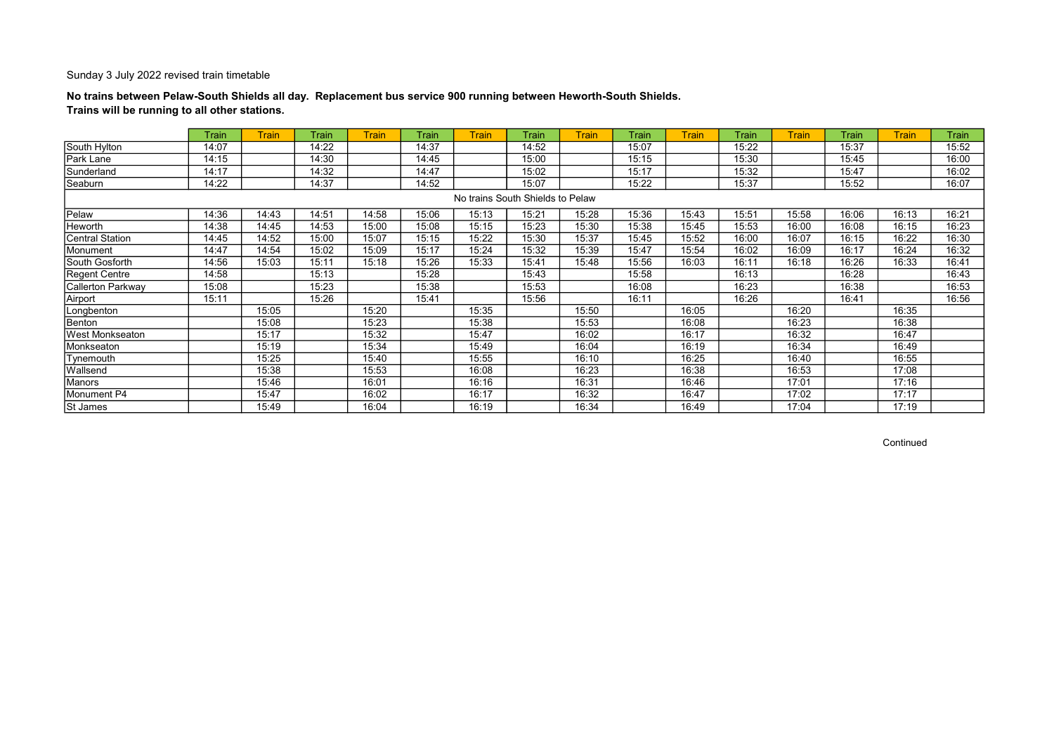Sunday 3 July 2022 revised train timetable

**No trains between Pelaw-South Shields all day. Replacement bus service 900 running between Heworth-South Shields.**
**Trains will be running to all other stations.**

| | Train | Train | Train | Train | Train | Train | Train | Train | Train | Train | Train | Train | Train | Train | Train |
|---|---|---|---|---|---|---|---|---|---|---|---|---|---|---|---|
| South Hylton | 14:07 | | 14:22 | | 14:37 | | 14:52 | | 15:07 | | 15:22 | | 15:37 | | 15:52 |
| Park Lane | 14:15 | | 14:30 | | 14:45 | | 15:00 | | 15:15 | | 15:30 | | 15:45 | | 16:00 |
| Sunderland | 14:17 | | 14:32 | | 14:47 | | 15:02 | | 15:17 | | 15:32 | | 15:47 | | 16:02 |
| Seaburn | 14:22 | | 14:37 | | 14:52 | | 15:07 | | 15:22 | | 15:37 | | 15:52 | | 16:07 |
| No trains South Shields to Pelaw | | | | | | | | | | | | | | | |
| Pelaw | 14:36 | 14:43 | 14:51 | 14:58 | 15:06 | 15:13 | 15:21 | 15:28 | 15:36 | 15:43 | 15:51 | 15:58 | 16:06 | 16:13 | 16:21 |
| Heworth | 14:38 | 14:45 | 14:53 | 15:00 | 15:08 | 15:15 | 15:23 | 15:30 | 15:38 | 15:45 | 15:53 | 16:00 | 16:08 | 16:15 | 16:23 |
| Central Station | 14:45 | 14:52 | 15:00 | 15:07 | 15:15 | 15:22 | 15:30 | 15:37 | 15:45 | 15:52 | 16:00 | 16:07 | 16:15 | 16:22 | 16:30 |
| Monument | 14:47 | 14:54 | 15:02 | 15:09 | 15:17 | 15:24 | 15:32 | 15:39 | 15:47 | 15:54 | 16:02 | 16:09 | 16:17 | 16:24 | 16:32 |
| South Gosforth | 14:56 | 15:03 | 15:11 | 15:18 | 15:26 | 15:33 | 15:41 | 15:48 | 15:56 | 16:03 | 16:11 | 16:18 | 16:26 | 16:33 | 16:41 |
| Regent Centre | 14:58 | | 15:13 | | 15:28 | | 15:43 | | 15:58 | | 16:13 | | 16:28 | | 16:43 |
| Callerton Parkway | 15:08 | | 15:23 | | 15:38 | | 15:53 | | 16:08 | | 16:23 | | 16:38 | | 16:53 |
| Airport | 15:11 | | 15:26 | | 15:41 | | 15:56 | | 16:11 | | 16:26 | | 16:41 | | 16:56 |
| Longbenton | | 15:05 | | 15:20 | | 15:35 | | 15:50 | | 16:05 | | 16:20 | | 16:35 | |
| Benton | | 15:08 | | 15:23 | | 15:38 | | 15:53 | | 16:08 | | 16:23 | | 16:38 | |
| West Monkseaton | | 15:17 | | 15:32 | | 15:47 | | 16:02 | | 16:17 | | 16:32 | | 16:47 | |
| Monkseaton | | 15:19 | | 15:34 | | 15:49 | | 16:04 | | 16:19 | | 16:34 | | 16:49 | |
| Tynemouth | | 15:25 | | 15:40 | | 15:55 | | 16:10 | | 16:25 | | 16:40 | | 16:55 | |
| Wallsend | | 15:38 | | 15:53 | | 16:08 | | 16:23 | | 16:38 | | 16:53 | | 17:08 | |
| Manors | | 15:46 | | 16:01 | | 16:16 | | 16:31 | | 16:46 | | 17:01 | | 17:16 | |
| Monument P4 | | 15:47 | | 16:02 | | 16:17 | | 16:32 | | 16:47 | | 17:02 | | 17:17 | |
| St James | | 15:49 | | 16:04 | | 16:19 | | 16:34 | | 16:49 | | 17:04 | | 17:19 | |

Continued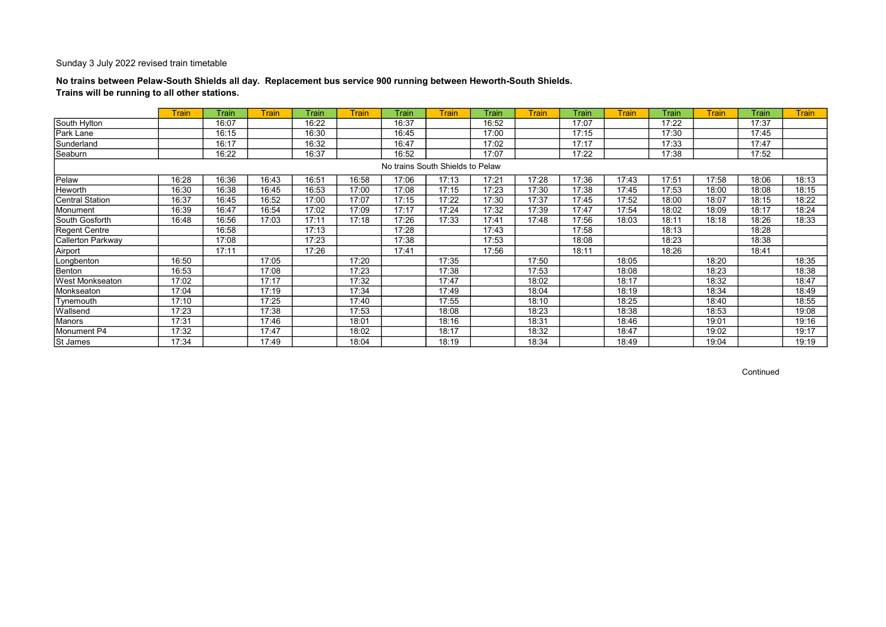Sunday 3 July 2022 revised train timetable

**No trains between Pelaw-South Shields all day. Replacement bus service 900 running between Heworth-South Shields.**
**Trains will be running to all other stations.**

| | Train | Train | Train | Train | Train | Train | Train | Train | Train | Train | Train | Train | Train | Train | Train |
|---|---|---|---|---|---|---|---|---|---|---|---|---|---|---|---|
| South Hylton | | 16:07 | | 16:22 | | 16:37 | | 16:52 | | 17:07 | | 17:22 | | 17:37 | |
| Park Lane | | 16:15 | | 16:30 | | 16:45 | | 17:00 | | 17:15 | | 17:30 | | 17:45 | |
| Sunderland | | 16:17 | | 16:32 | | 16:47 | | 17:02 | | 17:17 | | 17:33 | | 17:47 | |
| Seaburn | | 16:22 | | 16:37 | | 16:52 | | 17:07 | | 17:22 | | 17:38 | | 17:52 | |
| No trains South Shields to Pelaw | | | | | | | | | | | | | | | |
| Pelaw | 16:28 | 16:36 | 16:43 | 16:51 | 16:58 | 17:06 | 17:13 | 17:21 | 17:28 | 17:36 | 17:43 | 17:51 | 17:58 | 18:06 | 18:13 |
| Heworth | 16:30 | 16:38 | 16:45 | 16:53 | 17:00 | 17:08 | 17:15 | 17:23 | 17:30 | 17:38 | 17:45 | 17:53 | 18:00 | 18:08 | 18:15 |
| Central Station | 16:37 | 16:45 | 16:52 | 17:00 | 17:07 | 17:15 | 17:22 | 17:30 | 17:37 | 17:45 | 17:52 | 18:00 | 18:07 | 18:15 | 18:22 |
| Monument | 16:39 | 16:47 | 16:54 | 17:02 | 17:09 | 17:17 | 17:24 | 17:32 | 17:39 | 17:47 | 17:54 | 18:02 | 18:09 | 18:17 | 18:24 |
| South Gosforth | 16:48 | 16:56 | 17:03 | 17:11 | 17:18 | 17:26 | 17:33 | 17:41 | 17:48 | 17:56 | 18:03 | 18:11 | 18:18 | 18:26 | 18:33 |
| Regent Centre | | 16:58 | | 17:13 | | 17:28 | | 17:43 | | 17:58 | | 18:13 | | 18:28 | |
| Callerton Parkway | | 17:08 | | 17:23 | | 17:38 | | 17:53 | | 18:08 | | 18:23 | | 18:38 | |
| Airport | | 17:11 | | 17:26 | | 17:41 | | 17:56 | | 18:11 | | 18:26 | | 18:41 | |
| Longbenton | 16:50 | | 17:05 | | 17:20 | | 17:35 | | 17:50 | | 18:05 | | 18:20 | | 18:35 |
| Benton | 16:53 | | 17:08 | | 17:23 | | 17:38 | | 17:53 | | 18:08 | | 18:23 | | 18:38 |
| West Monkseaton | 17:02 | | 17:17 | | 17:32 | | 17:47 | | 18:02 | | 18:17 | | 18:32 | | 18:47 |
| Monkseaton | 17:04 | | 17:19 | | 17:34 | | 17:49 | | 18:04 | | 18:19 | | 18:34 | | 18:49 |
| Tynemouth | 17:10 | | 17:25 | | 17:40 | | 17:55 | | 18:10 | | 18:25 | | 18:40 | | 18:55 |
| Wallsend | 17:23 | | 17:38 | | 17:53 | | 18:08 | | 18:23 | | 18:38 | | 18:53 | | 19:08 |
| Manors | 17:31 | | 17:46 | | 18:01 | | 18:16 | | 18:31 | | 18:46 | | 19:01 | | 19:16 |
| Monument P4 | 17:32 | | 17:47 | | 18:02 | | 18:17 | | 18:32 | | 18:47 | | 19:02 | | 19:17 |
| St James | 17:34 | | 17:49 | | 18:04 | | 18:19 | | 18:34 | | 18:49 | | 19:04 | | 19:19 |

Continued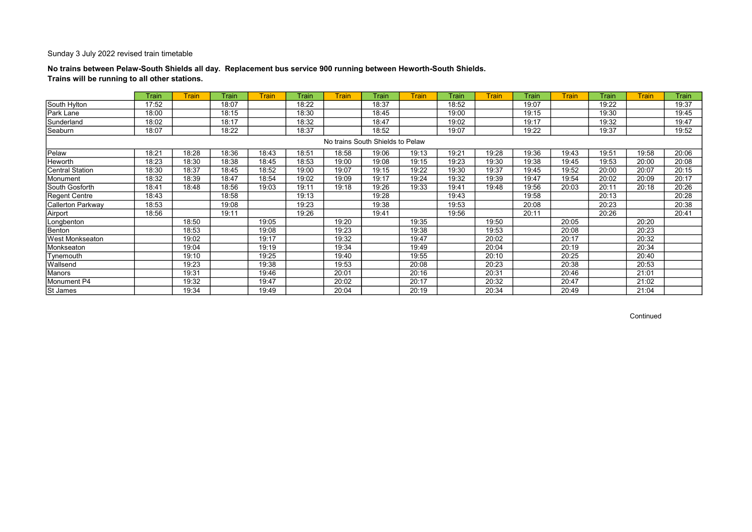Sunday 3 July 2022 revised train timetable

**No trains between Pelaw-South Shields all day. Replacement bus service 900 running between Heworth-South Shields.**
**Trains will be running to all other stations.**

| | Train | Train | Train | Train | Train | Train | Train | Train | Train | Train | Train | Train | Train | Train | Train |
|---|---|---|---|---|---|---|---|---|---|---|---|---|---|---|---|
| South Hylton | 17:52 | | 18:07 | | 18:22 | | 18:37 | | 18:52 | | 19:07 | | 19:22 | | 19:37 |
| Park Lane | 18:00 | | 18:15 | | 18:30 | | 18:45 | | 19:00 | | 19:15 | | 19:30 | | 19:45 |
| Sunderland | 18:02 | | 18:17 | | 18:32 | | 18:47 | | 19:02 | | 19:17 | | 19:32 | | 19:47 |
| Seaburn | 18:07 | | 18:22 | | 18:37 | | 18:52 | | 19:07 | | 19:22 | | 19:37 | | 19:52 |
| No trains South Shields to Pelaw | | | | | | | | | | | | | | | |
| Pelaw | 18:21 | 18:28 | 18:36 | 18:43 | 18:51 | 18:58 | 19:06 | 19:13 | 19:21 | 19:28 | 19:36 | 19:43 | 19:51 | 19:58 | 20:06 |
| Heworth | 18:23 | 18:30 | 18:38 | 18:45 | 18:53 | 19:00 | 19:08 | 19:15 | 19:23 | 19:30 | 19:38 | 19:45 | 19:53 | 20:00 | 20:08 |
| Central Station | 18:30 | 18:37 | 18:45 | 18:52 | 19:00 | 19:07 | 19:15 | 19:22 | 19:30 | 19:37 | 19:45 | 19:52 | 20:00 | 20:07 | 20:15 |
| Monument | 18:32 | 18:39 | 18:47 | 18:54 | 19:02 | 19:09 | 19:17 | 19:24 | 19:32 | 19:39 | 19:47 | 19:54 | 20:02 | 20:09 | 20:17 |
| South Gosforth | 18:41 | 18:48 | 18:56 | 19:03 | 19:11 | 19:18 | 19:26 | 19:33 | 19:41 | 19:48 | 19:56 | 20:03 | 20:11 | 20:18 | 20:26 |
| Regent Centre | 18:43 | | 18:58 | | 19:13 | | 19:28 | | 19:43 | | 19:58 | | 20:13 | | 20:28 |
| Callerton Parkway | 18:53 | | 19:08 | | 19:23 | | 19:38 | | 19:53 | | 20:08 | | 20:23 | | 20:38 |
| Airport | 18:56 | | 19:11 | | 19:26 | | 19:41 | | 19:56 | | 20:11 | | 20:26 | | 20:41 |
| Longbenton | | 18:50 | | 19:05 | | 19:20 | | 19:35 | | 19:50 | | 20:05 | | 20:20 | |
| Benton | | 18:53 | | 19:08 | | 19:23 | | 19:38 | | 19:53 | | 20:08 | | 20:23 | |
| West Monkseaton | | 19:02 | | 19:17 | | 19:32 | | 19:47 | | 20:02 | | 20:17 | | 20:32 | |
| Monkseaton | | 19:04 | | 19:19 | | 19:34 | | 19:49 | | 20:04 | | 20:19 | | 20:34 | |
| Tynemouth | | 19:10 | | 19:25 | | 19:40 | | 19:55 | | 20:10 | | 20:25 | | 20:40 | |
| Wallsend | | 19:23 | | 19:38 | | 19:53 | | 20:08 | | 20:23 | | 20:38 | | 20:53 | |
| Manors | | 19:31 | | 19:46 | | 20:01 | | 20:16 | | 20:31 | | 20:46 | | 21:01 | |
| Monument P4 | | 19:32 | | 19:47 | | 20:02 | | 20:17 | | 20:32 | | 20:47 | | 21:02 | |
| St James | | 19:34 | | 19:49 | | 20:04 | | 20:19 | | 20:34 | | 20:49 | | 21:04 | |

Continued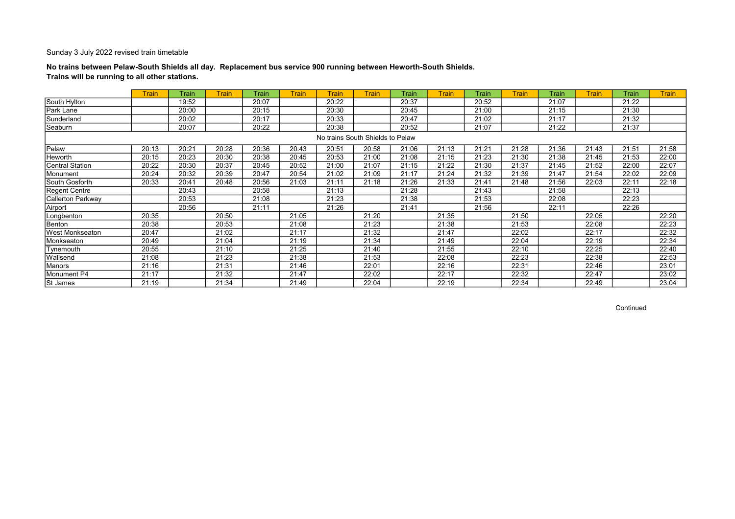Sunday 3 July 2022 revised train timetable

**No trains between Pelaw-South Shields all day. Replacement bus service 900 running between Heworth-South Shields.**
**Trains will be running to all other stations.**

| | Train | Train | Train | Train | Train | Train | Train | Train | Train | Train | Train | Train | Train | Train | Train |
|---|---|---|---|---|---|---|---|---|---|---|---|---|---|---|---|
| South Hylton | | 19:52 | | 20:07 | | 20:22 | | 20:37 | | 20:52 | | 21:07 | | 21:22 | |
| Park Lane | | 20:00 | | 20:15 | | 20:30 | | 20:45 | | 21:00 | | 21:15 | | 21:30 | |
| Sunderland | | 20:02 | | 20:17 | | 20:33 | | 20:47 | | 21:02 | | 21:17 | | 21:32 | |
| Seaburn | | 20:07 | | 20:22 | | 20:38 | | 20:52 | | 21:07 | | 21:22 | | 21:37 | |
| No trains South Shields to Pelaw | | | | | | | | | | | | | | | |
| Pelaw | 20:13 | 20:21 | 20:28 | 20:36 | 20:43 | 20:51 | 20:58 | 21:06 | 21:13 | 21:21 | 21:28 | 21:36 | 21:43 | 21:51 | 21:58 |
| Heworth | 20:15 | 20:23 | 20:30 | 20:38 | 20:45 | 20:53 | 21:00 | 21:08 | 21:15 | 21:23 | 21:30 | 21:38 | 21:45 | 21:53 | 22:00 |
| Central Station | 20:22 | 20:30 | 20:37 | 20:45 | 20:52 | 21:00 | 21:07 | 21:15 | 21:22 | 21:30 | 21:37 | 21:45 | 21:52 | 22:00 | 22:07 |
| Monument | 20:24 | 20:32 | 20:39 | 20:47 | 20:54 | 21:02 | 21:09 | 21:17 | 21:24 | 21:32 | 21:39 | 21:47 | 21:54 | 22:02 | 22:09 |
| South Gosforth | 20:33 | 20:41 | 20:48 | 20:56 | 21:03 | 21:11 | 21:18 | 21:26 | 21:33 | 21:41 | 21:48 | 21:56 | 22:03 | 22:11 | 22:18 |
| Regent Centre | | 20:43 | | 20:58 | | 21:13 | | 21:28 | | 21:43 | | 21:58 | | 22:13 | |
| Callerton Parkway | | 20:53 | | 21:08 | | 21:23 | | 21:38 | | 21:53 | | 22:08 | | 22:23 | |
| Airport | | 20:56 | | 21:11 | | 21:26 | | 21:41 | | 21:56 | | 22:11 | | 22:26 | |
| Longbenton | 20:35 | | 20:50 | | 21:05 | | 21:20 | | 21:35 | | 21:50 | | 22:05 | | 22:20 |
| Benton | 20:38 | | 20:53 | | 21:08 | | 21:23 | | 21:38 | | 21:53 | | 22:08 | | 22:23 |
| West Monkseaton | 20:47 | | 21:02 | | 21:17 | | 21:32 | | 21:47 | | 22:02 | | 22:17 | | 22:32 |
| Monkseaton | 20:49 | | 21:04 | | 21:19 | | 21:34 | | 21:49 | | 22:04 | | 22:19 | | 22:34 |
| Tynemouth | 20:55 | | 21:10 | | 21:25 | | 21:40 | | 21:55 | | 22:10 | | 22:25 | | 22:40 |
| Wallsend | 21:08 | | 21:23 | | 21:38 | | 21:53 | | 22:08 | | 22:23 | | 22:38 | | 22:53 |
| Manors | 21:16 | | 21:31 | | 21:46 | | 22:01 | | 22:16 | | 22:31 | | 22:46 | | 23:01 |
| Monument P4 | 21:17 | | 21:32 | | 21:47 | | 22:02 | | 22:17 | | 22:32 | | 22:47 | | 23:02 |
| St James | 21:19 | | 21:34 | | 21:49 | | 22:04 | | 22:19 | | 22:34 | | 22:49 | | 23:04 |

Continued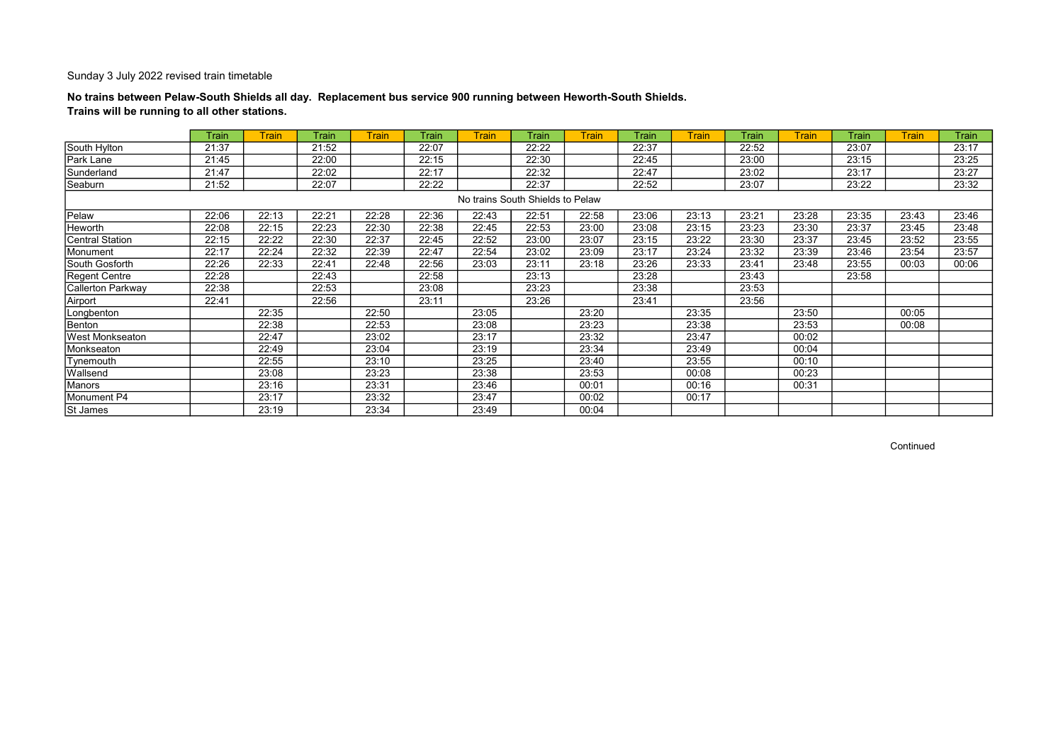Sunday 3 July 2022 revised train timetable

**No trains between Pelaw-South Shields all day. Replacement bus service 900 running between Heworth-South Shields.**
**Trains will be running to all other stations.**

| | Train | Train | Train | Train | Train | Train | Train | Train | Train | Train | Train | Train | Train | Train | Train |
|---|---|---|---|---|---|---|---|---|---|---|---|---|---|---|---|
| South Hylton | 21:37 | | 21:52 | | 22:07 | | 22:22 | | 22:37 | | 22:52 | | 23:07 | | 23:17 |
| Park Lane | 21:45 | | 22:00 | | 22:15 | | 22:30 | | 22:45 | | 23:00 | | 23:15 | | 23:25 |
| Sunderland | 21:47 | | 22:02 | | 22:17 | | 22:32 | | 22:47 | | 23:02 | | 23:17 | | 23:27 |
| Seaburn | 21:52 | | 22:07 | | 22:22 | | 22:37 | | 22:52 | | 23:07 | | 23:22 | | 23:32 |
| No trains South Shields to Pelaw | | | | | | | | | | | | | | | |
| Pelaw | 22:06 | 22:13 | 22:21 | 22:28 | 22:36 | 22:43 | 22:51 | 22:58 | 23:06 | 23:13 | 23:21 | 23:28 | 23:35 | 23:43 | 23:46 |
| Heworth | 22:08 | 22:15 | 22:23 | 22:30 | 22:38 | 22:45 | 22:53 | 23:00 | 23:08 | 23:15 | 23:23 | 23:30 | 23:37 | 23:45 | 23:48 |
| Central Station | 22:15 | 22:22 | 22:30 | 22:37 | 22:45 | 22:52 | 23:00 | 23:07 | 23:15 | 23:22 | 23:30 | 23:37 | 23:45 | 23:52 | 23:55 |
| Monument | 22:17 | 22:24 | 22:32 | 22:39 | 22:47 | 22:54 | 23:02 | 23:09 | 23:17 | 23:24 | 23:32 | 23:39 | 23:46 | 23:54 | 23:57 |
| South Gosforth | 22:26 | 22:33 | 22:41 | 22:48 | 22:56 | 23:03 | 23:11 | 23:18 | 23:26 | 23:33 | 23:41 | 23:48 | 23:55 | 00:03 | 00:06 |
| Regent Centre | 22:28 | | 22:43 | | 22:58 | | 23:13 | | 23:28 | | 23:43 | | 23:58 | | |
| Callerton Parkway | 22:38 | | 22:53 | | 23:08 | | 23:23 | | 23:38 | | 23:53 | | | | |
| Airport | 22:41 | | 22:56 | | 23:11 | | 23:26 | | 23:41 | | 23:56 | | | | |
| Longbenton | | 22:35 | | 22:50 | | 23:05 | | 23:20 | | 23:35 | | 23:50 | | 00:05 | |
| Benton | | 22:38 | | 22:53 | | 23:08 | | 23:23 | | 23:38 | | 23:53 | | 00:08 | |
| West Monkseaton | | 22:47 | | 23:02 | | 23:17 | | 23:32 | | 23:47 | | 00:02 | | | |
| Monkseaton | | 22:49 | | 23:04 | | 23:19 | | 23:34 | | 23:49 | | 00:04 | | | |
| Tynemouth | | 22:55 | | 23:10 | | 23:25 | | 23:40 | | 23:55 | | 00:10 | | | |
| Wallsend | | 23:08 | | 23:23 | | 23:38 | | 23:53 | | 00:08 | | 00:23 | | | |
| Manors | | 23:16 | | 23:31 | | 23:46 | | 00:01 | | 00:16 | | 00:31 | | | |
| Monument P4 | | 23:17 | | 23:32 | | 23:47 | | 00:02 | | 00:17 | | | | | |
| St James | | 23:19 | | 23:34 | | 23:49 | | 00:04 | | | | | | | |

Continued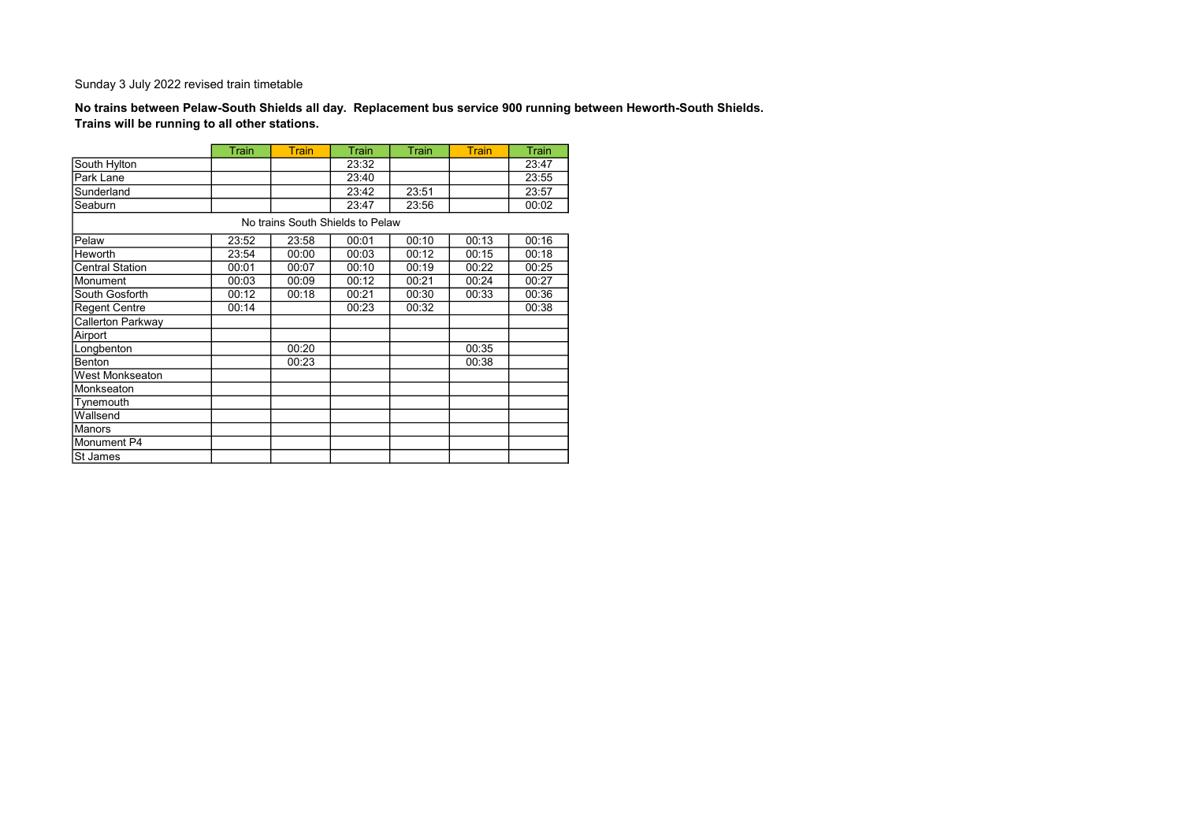Sunday 3 July 2022 revised train timetable

**No trains between Pelaw-South Shields all day. Replacement bus service 900 running between Heworth-South Shields.**
**Trains will be running to all other stations.**

| | Train | Train | Train | Train | Train | Train |
|---|---|---|---|---|---|---|
| South Hylton | | | 23:32 | | | 23:47 |
| Park Lane | | | 23:40 | | | 23:55 |
| Sunderland | | | 23:42 | 23:51 | | 23:57 |
| Seaburn | | | 23:47 | 23:56 | | 00:02 |
| No trains South Shields to Pelaw | | | | | | |
| Pelaw | 23:52 | 23:58 | 00:01 | 00:10 | 00:13 | 00:16 |
| Heworth | 23:54 | 00:00 | 00:03 | 00:12 | 00:15 | 00:18 |
| Central Station | 00:01 | 00:07 | 00:10 | 00:19 | 00:22 | 00:25 |
| Monument | 00:03 | 00:09 | 00:12 | 00:21 | 00:24 | 00:27 |
| South Gosforth | 00:12 | 00:18 | 00:21 | 00:30 | 00:33 | 00:36 |
| Regent Centre | 00:14 | | 00:23 | 00:32 | | 00:38 |
| Callerton Parkway | | | | | | |
| Airport | | | | | | |
| Longbenton | | 00:20 | | | 00:35 | |
| Benton | | 00:23 | | | 00:38 | |
| West Monkseaton | | | | | | |
| Monkseaton | | | | | | |
| Tynemouth | | | | | | |
| Wallsend | | | | | | |
| Manors | | | | | | |
| Monument P4 | | | | | | |
| St James | | | | | | |